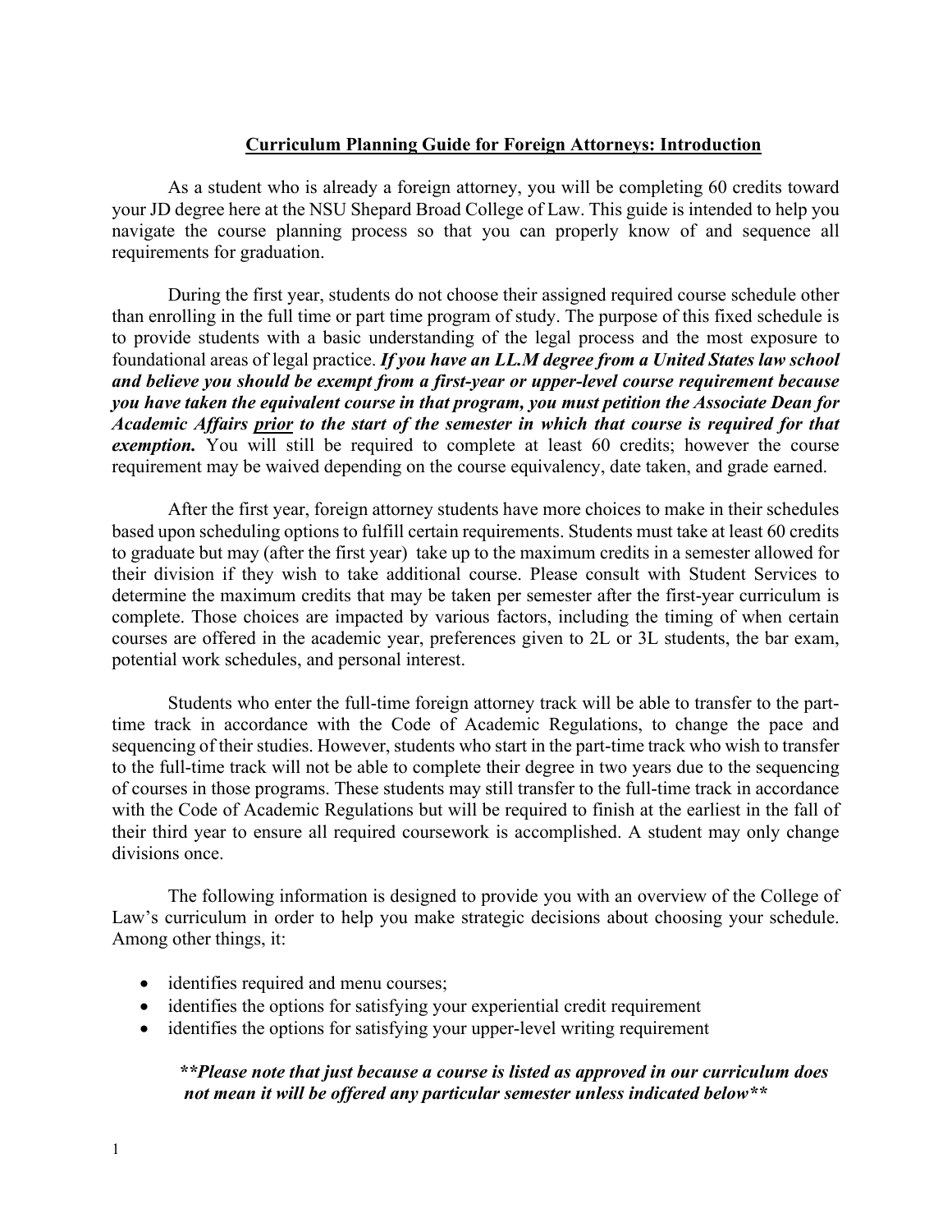## Curriculum Planning Guide for Foreign Attorneys: Introduction

As a student who is already a foreign attorney, you will be completing 60 credits toward your JD degree here at the NSU Shepard Broad College of Law. This guide is intended to help you navigate the course planning process so that you can properly know of and sequence all requirements for graduation.

During the first year, students do not choose their assigned required course schedule other than enrolling in the full time or part time program of study. The purpose of this fixed schedule is to provide students with a basic understanding of the legal process and the most exposure to foundational areas of legal practice. ***If you have an LL.M degree from a United States law school and believe you should be exempt from a first-year or upper-level course requirement because you have taken the equivalent course in that program, you must petition the Associate Dean for Academic Affairs <u>prior</u> to the start of the semester in which that course is required for that exemption.*** You will still be required to complete at least 60 credits; however the course requirement may be waived depending on the course equivalency, date taken, and grade earned.

After the first year, foreign attorney students have more choices to make in their schedules based upon scheduling options to fulfill certain requirements. Students must take at least 60 credits to graduate but may (after the first year) take up to the maximum credits in a semester allowed for their division if they wish to take additional course. Please consult with Student Services to determine the maximum credits that may be taken per semester after the first-year curriculum is complete. Those choices are impacted by various factors, including the timing of when certain courses are offered in the academic year, preferences given to 2L or 3L students, the bar exam, potential work schedules, and personal interest.

Students who enter the full-time foreign attorney track will be able to transfer to the part-time track in accordance with the Code of Academic Regulations, to change the pace and sequencing of their studies. However, students who start in the part-time track who wish to transfer to the full-time track will not be able to complete their degree in two years due to the sequencing of courses in those programs. These students may still transfer to the full-time track in accordance with the Code of Academic Regulations but will be required to finish at the earliest in the fall of their third year to ensure all required coursework is accomplished. A student may only change divisions once.

The following information is designed to provide you with an overview of the College of Law's curriculum in order to help you make strategic decisions about choosing your schedule. Among other things, it:

- identifies required and menu courses;
- identifies the options for satisfying your experiential credit requirement
- identifies the options for satisfying your upper-level writing requirement

***\*\*Please note that just because a course is listed as approved in our curriculum does not mean it will be offered any particular semester unless indicated below\*\****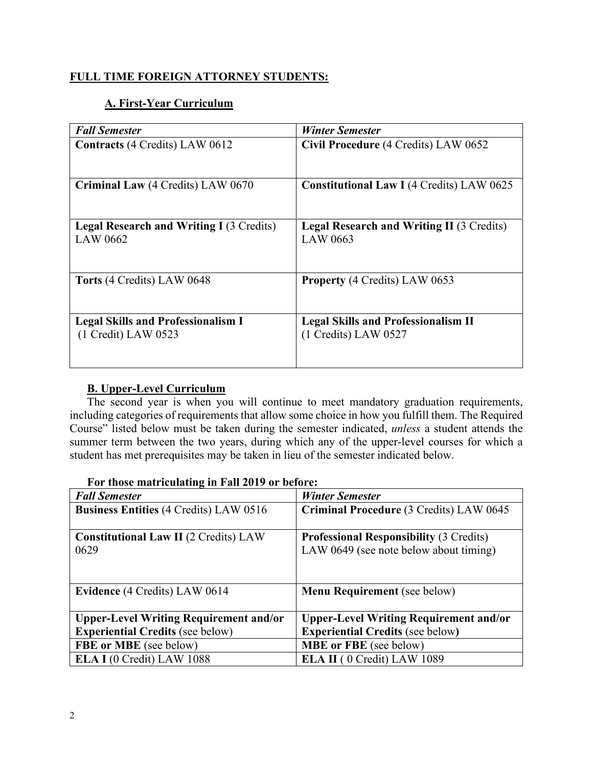**FULL TIME FOREIGN ATTORNEY STUDENTS:**

**A. First-Year Curriculum**

| *Fall Semester* | *Winter Semester* |
|---|---|
| **Contracts** (4 Credits) LAW 0612 | **Civil Procedure** (4 Credits) LAW 0652 |
| **Criminal Law** (4 Credits) LAW 0670 | **Constitutional Law I** (4 Credits) LAW 0625 |
| **Legal Research and Writing I** (3 Credits) LAW 0662 | **Legal Research and Writing II** (3 Credits) LAW 0663 |
| **Torts** (4 Credits) LAW 0648 | **Property** (4 Credits) LAW 0653 |
| **Legal Skills and Professionalism I** (1 Credit) LAW 0523 | **Legal Skills and Professionalism II** (1 Credits) LAW 0527 |

**B. Upper-Level Curriculum**

The second year is when you will continue to meet mandatory graduation requirements, including categories of requirements that allow some choice in how you fulfill them. The Required Course" listed below must be taken during the semester indicated, *unless* a student attends the summer term between the two years, during which any of the upper-level courses for which a student has met prerequisites may be taken in lieu of the semester indicated below.

**For those matriculating in Fall 2019 or before:**

| *Fall Semester* | *Winter Semester* |
|---|---|
| **Business Entities** (4 Credits) LAW 0516 | **Criminal Procedure** (3 Credits) LAW 0645 |
| **Constitutional Law II** (2 Credits) LAW 0629 | **Professional Responsibility** (3 Credits) LAW 0649 (see note below about timing) |
| **Evidence** (4 Credits) LAW 0614 | **Menu Requirement** (see below) |
| **Upper-Level Writing Requirement and/or Experiential Credits** (see below) | **Upper-Level Writing Requirement and/or Experiential Credits** (see below) |
| **FBE or MBE** (see below) | **MBE or FBE** (see below) |
| **ELA I** (0 Credit) LAW 1088 | **ELA II** ( 0 Credit) LAW 1089 |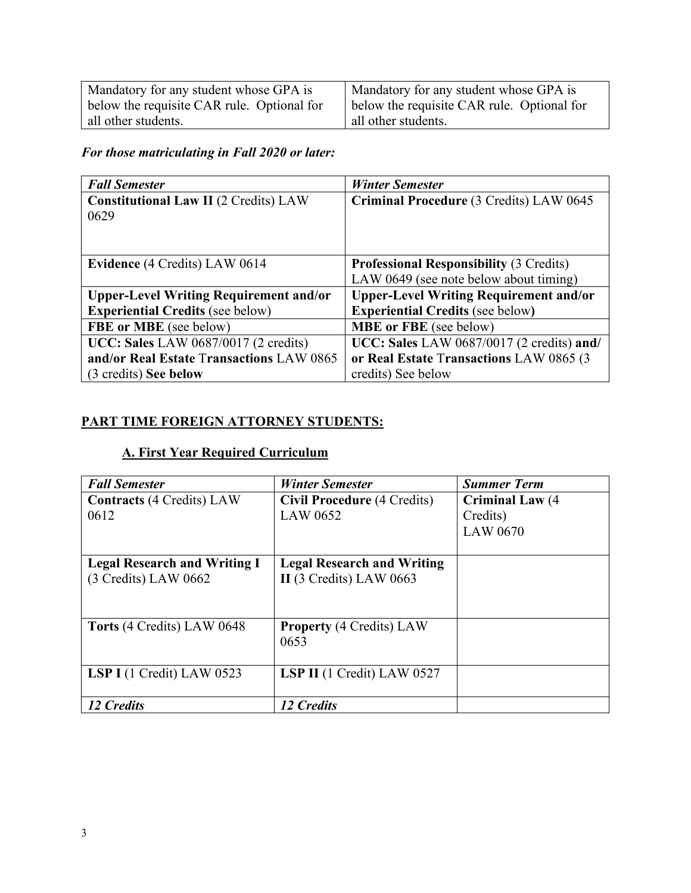| | |
|---|---|
| Mandatory for any student whose GPA is below the requisite CAR rule. Optional for all other students. | Mandatory for any student whose GPA is below the requisite CAR rule. Optional for all other students. |

***For those matriculating in Fall 2020 or later:***

| *Fall Semester* | *Winter Semester* |
|---|---|
| **Constitutional Law II** (2 Credits) LAW 0629 | **Criminal Procedure** (3 Credits) LAW 0645 |
| **Evidence** (4 Credits) LAW 0614 | **Professional Responsibility** (3 Credits) LAW 0649 (see note below about timing) |
| **Upper-Level Writing Requirement and/or Experiential Credits** (see below) | **Upper-Level Writing Requirement and/or Experiential Credits** (see below**)** |
| **FBE or MBE** (see below) | **MBE or FBE** (see below) |
| **UCC: Sales** LAW 0687/0017 (2 credits) **and/or Real Estate** T**ransactions** LAW 0865 (3 credits) **See below** | **UCC: Sales** LAW 0687/0017 (2 credits) **and/ or Real Estate** T**ransactions** LAW 0865 (3 credits) See below |

## PART TIME FOREIGN ATTORNEY STUDENTS:

### A. First Year Required Curriculum

| *Fall Semester* | *Winter Semester* | *Summer Term* |
|---|---|---|
| **Contracts** (4 Credits) LAW 0612 | **Civil Procedure** (4 Credits) LAW 0652 | **Criminal Law** (4 Credits) LAW 0670 |
| **Legal Research and Writing I** (3 Credits) LAW 0662 | **Legal Research and Writing II** (3 Credits) LAW 0663 | |
| **Torts** (4 Credits) LAW 0648 | **Property** (4 Credits) LAW 0653 | |
| **LSP I** (1 Credit) LAW 0523 | **LSP II** (1 Credit) LAW 0527 | |
| ***12 Credits*** | ***12 Credits*** | |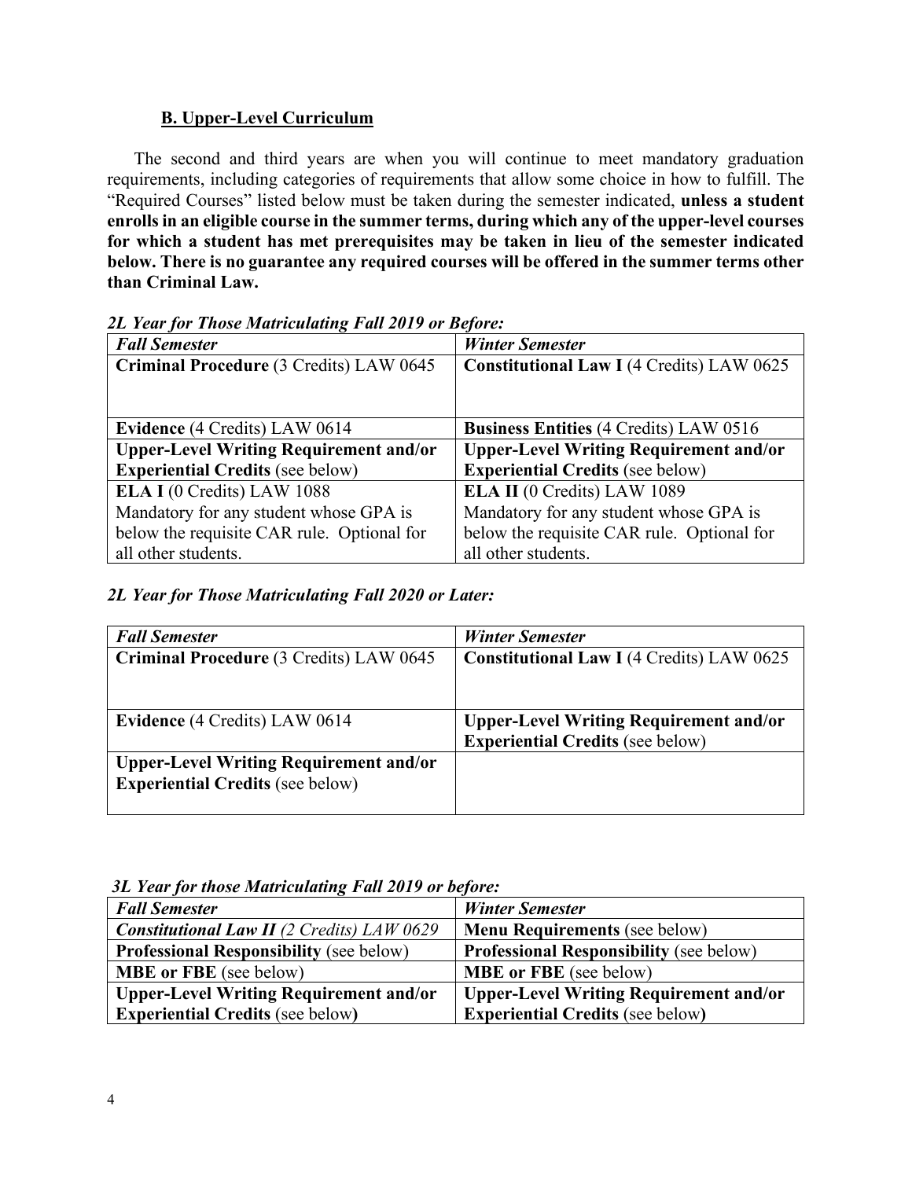### **B. Upper-Level Curriculum**

The second and third years are when you will continue to meet mandatory graduation requirements, including categories of requirements that allow some choice in how to fulfill. The "Required Courses" listed below must be taken during the semester indicated, **unless a student enrolls in an eligible course in the summer terms, during which any of the upper-level courses for which a student has met prerequisites may be taken in lieu of the semester indicated below. There is no guarantee any required courses will be offered in the summer terms other than Criminal Law.**

***2L Year for Those Matriculating Fall 2019 or Before:***

| *Fall Semester* | *Winter Semester* |
|---|---|
| **Criminal Procedure** (3 Credits) LAW 0645 | **Constitutional Law I** (4 Credits) LAW 0625 |
| **Evidence** (4 Credits) LAW 0614 | **Business Entities** (4 Credits) LAW 0516 |
| **Upper-Level Writing Requirement and/or Experiential Credits** (see below) | **Upper-Level Writing Requirement and/or Experiential Credits** (see below) |
| **ELA I** (0 Credits) LAW 1088 Mandatory for any student whose GPA is below the requisite CAR rule. Optional for all other students. | **ELA II** (0 Credits) LAW 1089 Mandatory for any student whose GPA is below the requisite CAR rule. Optional for all other students. |

***2L Year for Those Matriculating Fall 2020 or Later:***

| *Fall Semester* | *Winter Semester* |
|---|---|
| **Criminal Procedure** (3 Credits) LAW 0645 | **Constitutional Law I** (4 Credits) LAW 0625 |
| **Evidence** (4 Credits) LAW 0614 | **Upper-Level Writing Requirement and/or Experiential Credits** (see below) |
| **Upper-Level Writing Requirement and/or Experiential Credits** (see below) | |

***3L Year for those Matriculating Fall 2019 or before:***

| *Fall Semester* | *Winter Semester* |
|---|---|
| ***Constitutional Law II** (2 Credits) LAW 0629* | **Menu Requirements** (see below) |
| **Professional Responsibility** (see below) | **Professional Responsibility** (see below) |
| **MBE or FBE** (see below) | **MBE or FBE** (see below) |
| **Upper-Level Writing Requirement and/or Experiential Credits** (see below) | **Upper-Level Writing Requirement and/or Experiential Credits** (see below) |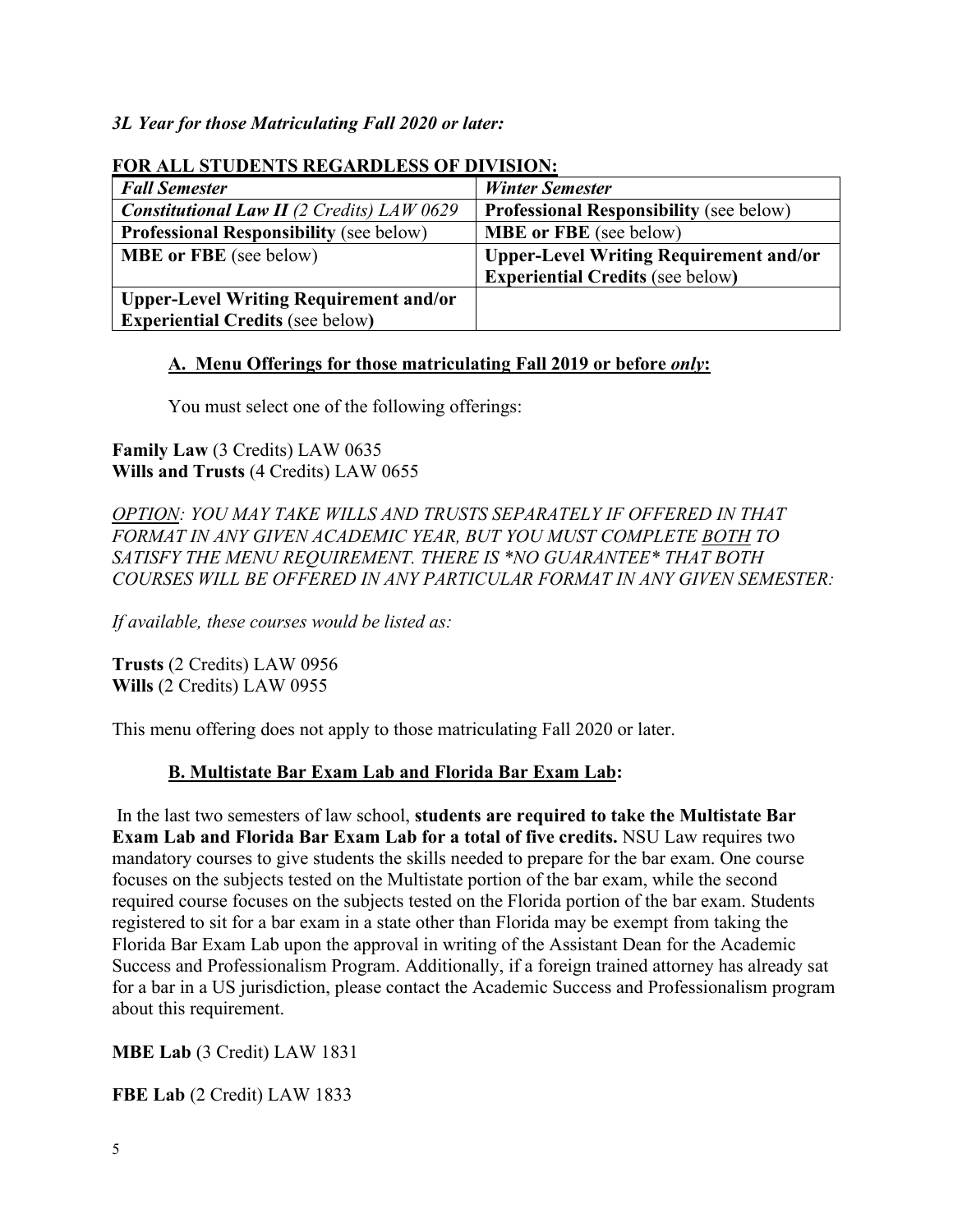*3L Year for those Matriculating Fall 2020 or later:*

**FOR ALL STUDENTS REGARDLESS OF DIVISION:**

| *Fall Semester* | *Winter Semester* |
|---|---|
| ***Constitutional Law II*** *(2 Credits) LAW 0629* | **Professional Responsibility** (see below) |
| **Professional Responsibility** (see below) | **MBE or FBE** (see below) |
| **MBE or FBE** (see below) | **Upper-Level Writing Requirement and/or Experiential Credits** (see below**)** |
| **Upper-Level Writing Requirement and/or Experiential Credits** (see below**)** | |

### A. Menu Offerings for those matriculating Fall 2019 or before *only*:

You must select one of the following offerings:

**Family Law** (3 Credits) LAW 0635
**Wills and Trusts** (4 Credits) LAW 0655

*OPTION: YOU MAY TAKE WILLS AND TRUSTS SEPARATELY IF OFFERED IN THAT FORMAT IN ANY GIVEN ACADEMIC YEAR, BUT YOU MUST COMPLETE BOTH TO SATISFY THE MENU REQUIREMENT. THERE IS *NO GUARANTEE* THAT BOTH COURSES WILL BE OFFERED IN ANY PARTICULAR FORMAT IN ANY GIVEN SEMESTER:*

*If available, these courses would be listed as:*

**Trusts** (2 Credits) LAW 0956
**Wills** (2 Credits) LAW 0955

This menu offering does not apply to those matriculating Fall 2020 or later.

### B. Multistate Bar Exam Lab and Florida Bar Exam Lab:

In the last two semesters of law school, **students are required to take the Multistate Bar Exam Lab and Florida Bar Exam Lab for a total of five credits.** NSU Law requires two mandatory courses to give students the skills needed to prepare for the bar exam. One course focuses on the subjects tested on the Multistate portion of the bar exam, while the second required course focuses on the subjects tested on the Florida portion of the bar exam. Students registered to sit for a bar exam in a state other than Florida may be exempt from taking the Florida Bar Exam Lab upon the approval in writing of the Assistant Dean for the Academic Success and Professionalism Program. Additionally, if a foreign trained attorney has already sat for a bar in a US jurisdiction, please contact the Academic Success and Professionalism program about this requirement.

**MBE Lab** (3 Credit) LAW 1831

**FBE Lab** (2 Credit) LAW 1833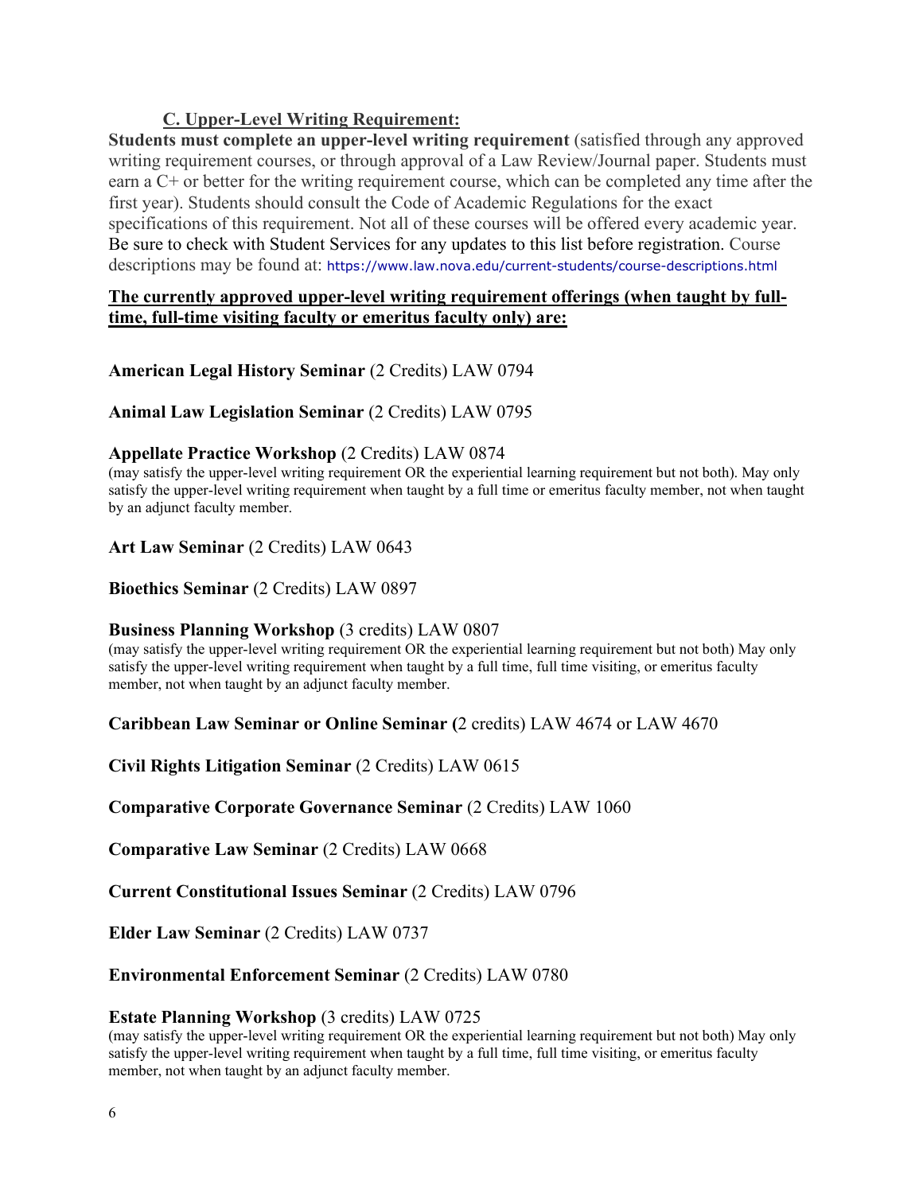### C. Upper-Level Writing Requirement:

**Students must complete an upper-level writing requirement** (satisfied through any approved writing requirement courses, or through approval of a Law Review/Journal paper. Students must earn a C+ or better for the writing requirement course, which can be completed any time after the first year). Students should consult the Code of Academic Regulations for the exact specifications of this requirement. Not all of these courses will be offered every academic year. Be sure to check with Student Services for any updates to this list before registration. Course descriptions may be found at: https://www.law.nova.edu/current-students/course-descriptions.html

**The currently approved upper-level writing requirement offerings (when taught by full-time, full-time visiting faculty or emeritus faculty only) are:**

**American Legal History Seminar** (2 Credits) LAW 0794

**Animal Law Legislation Seminar** (2 Credits) LAW 0795

**Appellate Practice Workshop** (2 Credits) LAW 0874
(may satisfy the upper-level writing requirement OR the experiential learning requirement but not both). May only satisfy the upper-level writing requirement when taught by a full time or emeritus faculty member, not when taught by an adjunct faculty member.

**Art Law Seminar** (2 Credits) LAW 0643

**Bioethics Seminar** (2 Credits) LAW 0897

**Business Planning Workshop** (3 credits) LAW 0807
(may satisfy the upper-level writing requirement OR the experiential learning requirement but not both) May only satisfy the upper-level writing requirement when taught by a full time, full time visiting, or emeritus faculty member, not when taught by an adjunct faculty member.

**Caribbean Law Seminar or Online Seminar (**2 credits) LAW 4674 or LAW 4670

**Civil Rights Litigation Seminar** (2 Credits) LAW 0615

**Comparative Corporate Governance Seminar** (2 Credits) LAW 1060

**Comparative Law Seminar** (2 Credits) LAW 0668

**Current Constitutional Issues Seminar** (2 Credits) LAW 0796

**Elder Law Seminar** (2 Credits) LAW 0737

**Environmental Enforcement Seminar** (2 Credits) LAW 0780

**Estate Planning Workshop** (3 credits) LAW 0725
(may satisfy the upper-level writing requirement OR the experiential learning requirement but not both) May only satisfy the upper-level writing requirement when taught by a full time, full time visiting, or emeritus faculty member, not when taught by an adjunct faculty member.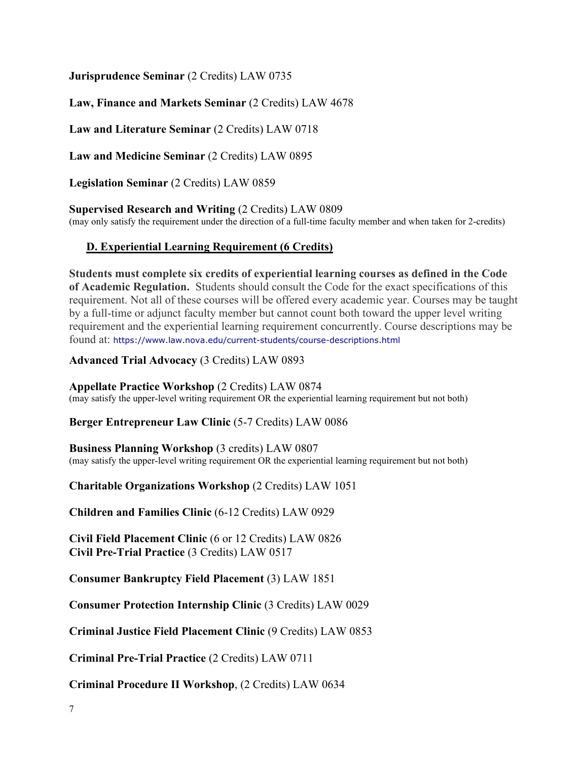**Jurisprudence Seminar** (2 Credits) LAW 0735

**Law, Finance and Markets Seminar** (2 Credits) LAW 4678

**Law and Literature Seminar** (2 Credits) LAW 0718

**Law and Medicine Seminar** (2 Credits) LAW 0895

**Legislation Seminar** (2 Credits) LAW 0859

**Supervised Research and Writing** (2 Credits) LAW 0809
(may only satisfy the requirement under the direction of a full-time faculty member and when taken for 2-credits)

### D. Experiential Learning Requirement (6 Credits)

**Students must complete six credits of experiential learning courses as defined in the Code of Academic Regulation.** Students should consult the Code for the exact specifications of this requirement. Not all of these courses will be offered every academic year. Courses may be taught by a full-time or adjunct faculty member but cannot count both toward the upper level writing requirement and the experiential learning requirement concurrently. Course descriptions may be found at: https://www.law.nova.edu/current-students/course-descriptions.html

**Advanced Trial Advocacy** (3 Credits) LAW 0893

**Appellate Practice Workshop** (2 Credits) LAW 0874
(may satisfy the upper-level writing requirement OR the experiential learning requirement but not both)

**Berger Entrepreneur Law Clinic** (5-7 Credits) LAW 0086

**Business Planning Workshop** (3 credits) LAW 0807
(may satisfy the upper-level writing requirement OR the experiential learning requirement but not both)

**Charitable Organizations Workshop** (2 Credits) LAW 1051

**Children and Families Clinic** (6-12 Credits) LAW 0929

**Civil Field Placement Clinic** (6 or 12 Credits) LAW 0826
**Civil Pre-Trial Practice** (3 Credits) LAW 0517

**Consumer Bankruptcy Field Placement** (3) LAW 1851

**Consumer Protection Internship Clinic** (3 Credits) LAW 0029

**Criminal Justice Field Placement Clinic** (9 Credits) LAW 0853

**Criminal Pre-Trial Practice** (2 Credits) LAW 0711

**Criminal Procedure II Workshop**, (2 Credits) LAW 0634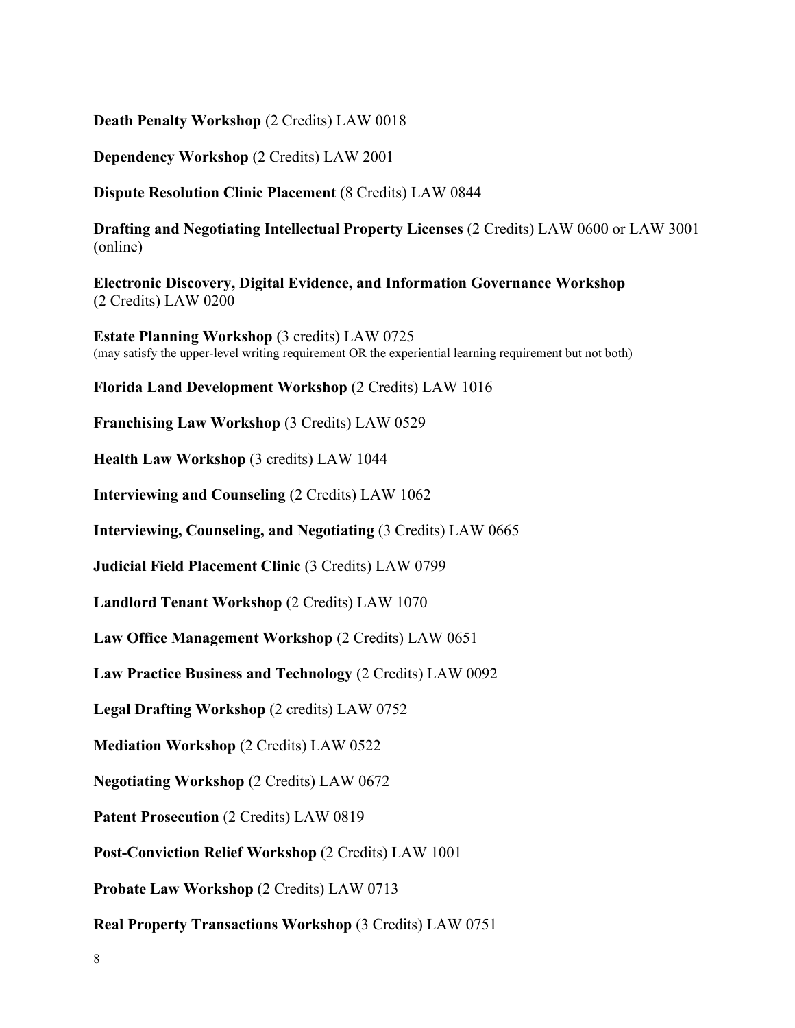**Death Penalty Workshop** (2 Credits) LAW 0018

**Dependency Workshop** (2 Credits) LAW 2001

**Dispute Resolution Clinic Placement** (8 Credits) LAW 0844

**Drafting and Negotiating Intellectual Property Licenses** (2 Credits) LAW 0600 or LAW 3001 (online)

**Electronic Discovery, Digital Evidence, and Information Governance Workshop** (2 Credits) LAW 0200

**Estate Planning Workshop** (3 credits) LAW 0725
(may satisfy the upper-level writing requirement OR the experiential learning requirement but not both)

**Florida Land Development Workshop** (2 Credits) LAW 1016

**Franchising Law Workshop** (3 Credits) LAW 0529

**Health Law Workshop** (3 credits) LAW 1044

**Interviewing and Counseling** (2 Credits) LAW 1062

**Interviewing, Counseling, and Negotiating** (3 Credits) LAW 0665

**Judicial Field Placement Clinic** (3 Credits) LAW 0799

**Landlord Tenant Workshop** (2 Credits) LAW 1070

**Law Office Management Workshop** (2 Credits) LAW 0651

**Law Practice Business and Technology** (2 Credits) LAW 0092

**Legal Drafting Workshop** (2 credits) LAW 0752

**Mediation Workshop** (2 Credits) LAW 0522

**Negotiating Workshop** (2 Credits) LAW 0672

**Patent Prosecution** (2 Credits) LAW 0819

**Post-Conviction Relief Workshop** (2 Credits) LAW 1001

**Probate Law Workshop** (2 Credits) LAW 0713

**Real Property Transactions Workshop** (3 Credits) LAW 0751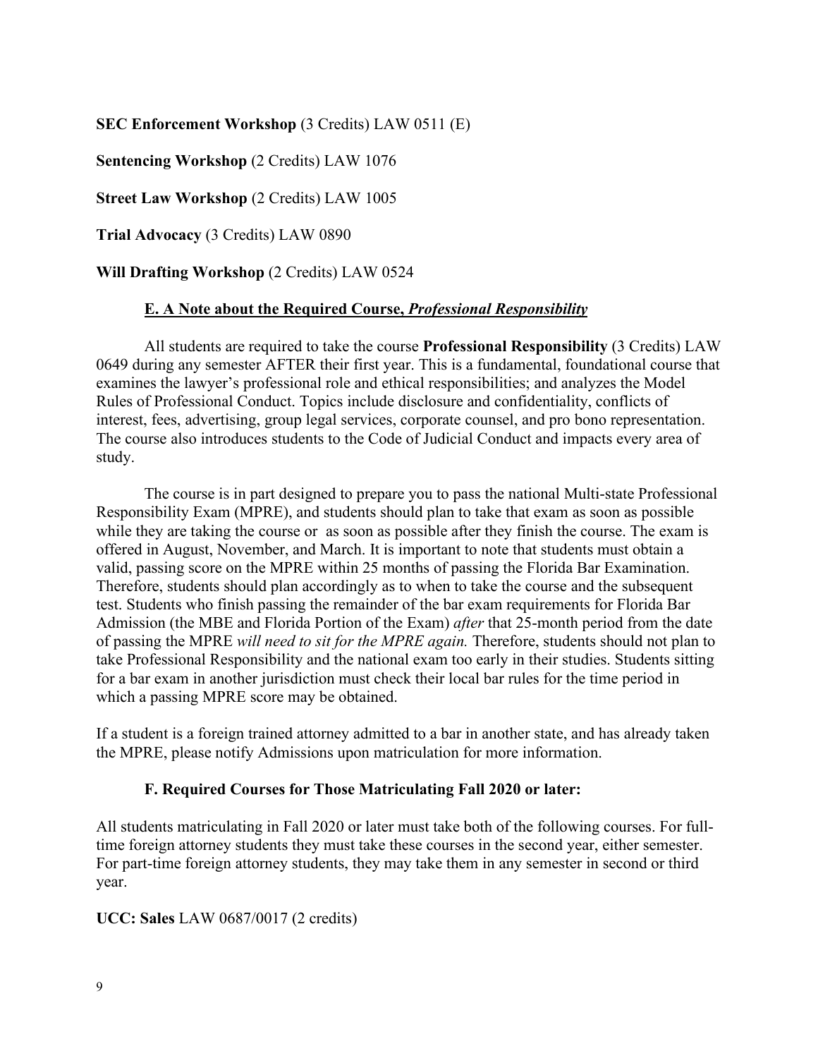**SEC Enforcement Workshop** (3 Credits) LAW 0511 (E)

**Sentencing Workshop** (2 Credits) LAW 1076

**Street Law Workshop** (2 Credits) LAW 1005

**Trial Advocacy** (3 Credits) LAW 0890

**Will Drafting Workshop** (2 Credits) LAW 0524

### E. A Note about the Required Course, *Professional Responsibility*

All students are required to take the course **Professional Responsibility** (3 Credits) LAW 0649 during any semester AFTER their first year. This is a fundamental, foundational course that examines the lawyer's professional role and ethical responsibilities; and analyzes the Model Rules of Professional Conduct. Topics include disclosure and confidentiality, conflicts of interest, fees, advertising, group legal services, corporate counsel, and pro bono representation. The course also introduces students to the Code of Judicial Conduct and impacts every area of study.

The course is in part designed to prepare you to pass the national Multi-state Professional Responsibility Exam (MPRE), and students should plan to take that exam as soon as possible while they are taking the course or as soon as possible after they finish the course. The exam is offered in August, November, and March. It is important to note that students must obtain a valid, passing score on the MPRE within 25 months of passing the Florida Bar Examination. Therefore, students should plan accordingly as to when to take the course and the subsequent test. Students who finish passing the remainder of the bar exam requirements for Florida Bar Admission (the MBE and Florida Portion of the Exam) *after* that 25-month period from the date of passing the MPRE *will need to sit for the MPRE again.* Therefore, students should not plan to take Professional Responsibility and the national exam too early in their studies. Students sitting for a bar exam in another jurisdiction must check their local bar rules for the time period in which a passing MPRE score may be obtained.

If a student is a foreign trained attorney admitted to a bar in another state, and has already taken the MPRE, please notify Admissions upon matriculation for more information.

### F. Required Courses for Those Matriculating Fall 2020 or later:

All students matriculating in Fall 2020 or later must take both of the following courses. For full-time foreign attorney students they must take these courses in the second year, either semester. For part-time foreign attorney students, they may take them in any semester in second or third year.

**UCC: Sales** LAW 0687/0017 (2 credits)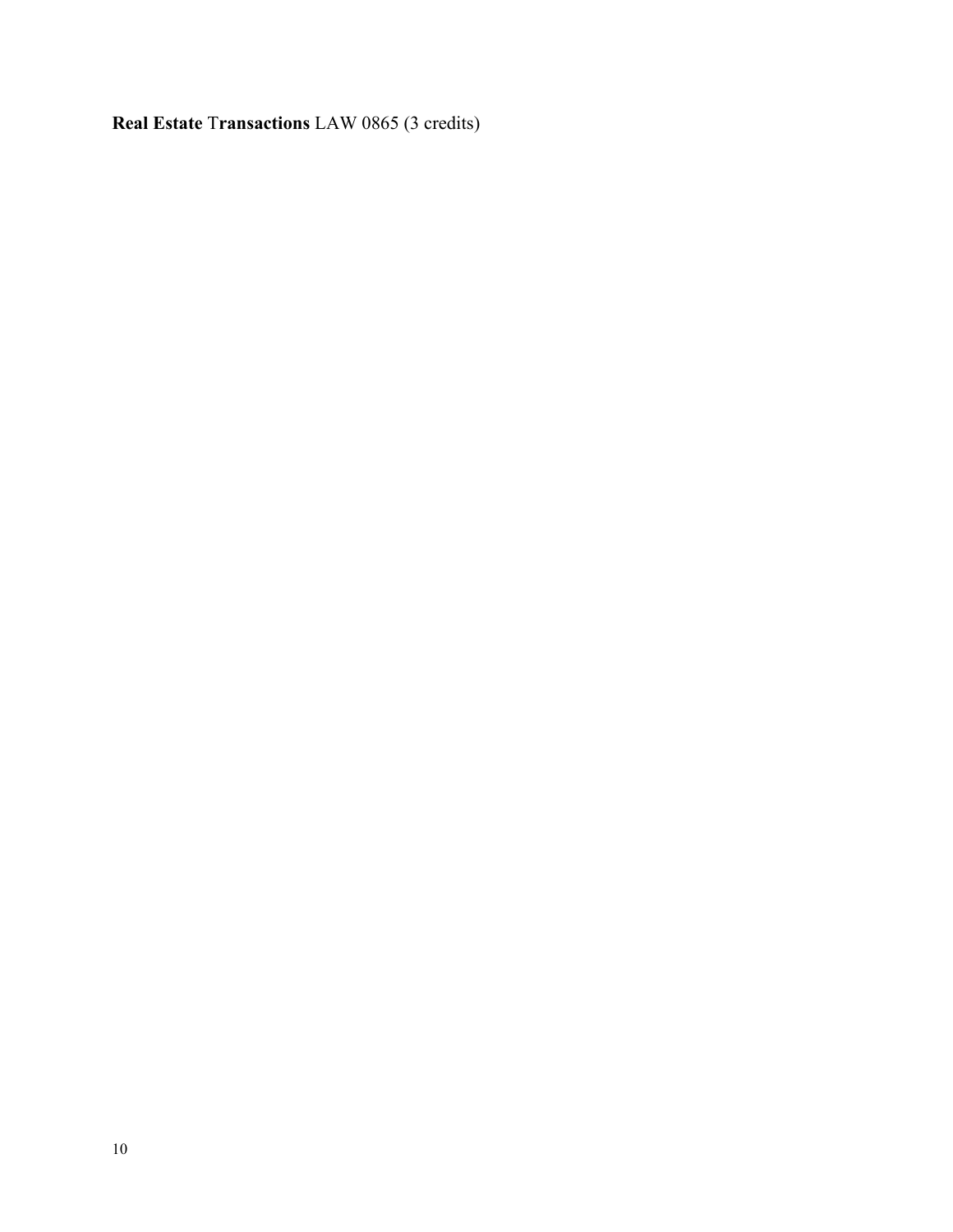**Real Estate Transactions** LAW 0865 (3 credits)